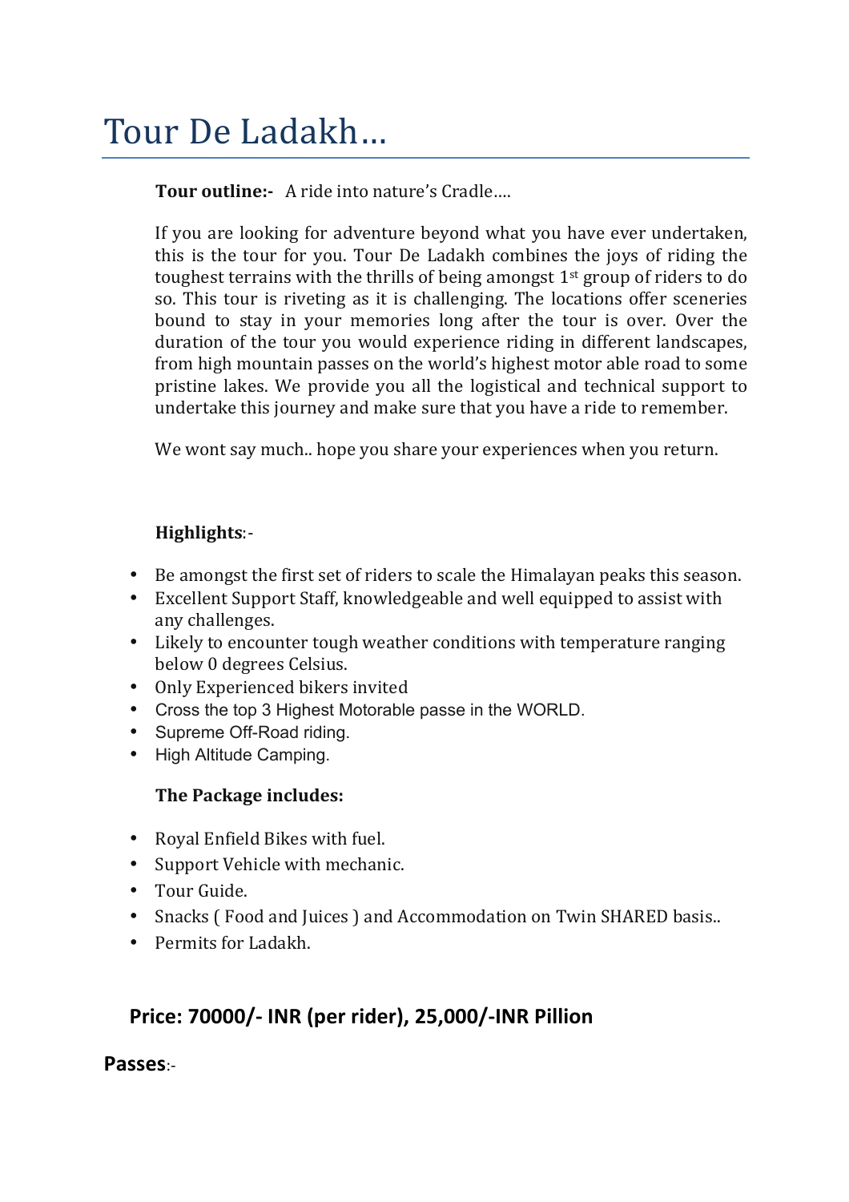# Tour De Ladakh...

**Tour outline:-** A ride into nature's Cradle....

If you are looking for adventure beyond what you have ever undertaken, this is the tour for you. Tour De Ladakh combines the joys of riding the toughest terrains with the thrills of being amongst 1st group of riders to do so. This tour is riveting as it is challenging. The locations offer sceneries bound to stay in your memories long after the tour is over. Over the duration of the tour you would experience riding in different landscapes, from high mountain passes on the world's highest motor able road to some pristine lakes. We provide you all the logistical and technical support to undertake this journey and make sure that you have a ride to remember.

We wont say much.. hope you share your experiences when you return.

**Highlights**:-

- Be amongst the first set of riders to scale the Himalayan peaks this season.
- Excellent Support Staff, knowledgeable and well equipped to assist with any challenges.
- Likely to encounter tough weather conditions with temperature ranging below 0 degrees Celsius.
- Only Experienced bikers invited
- Cross the top 3 Highest Motorable passe in the WORLD.
- Supreme Off-Road riding.
- High Altitude Camping.

**The Package includes:**

- Royal Enfield Bikes with fuel.
- Support Vehicle with mechanic.
- Tour Guide.
- Snacks ( Food and Juices ) and Accommodation on Twin SHARED basis..
- Permits for Ladakh.

## Price: 70000/- INR (per rider), 25,000/-INR Pillion

**Passes**:-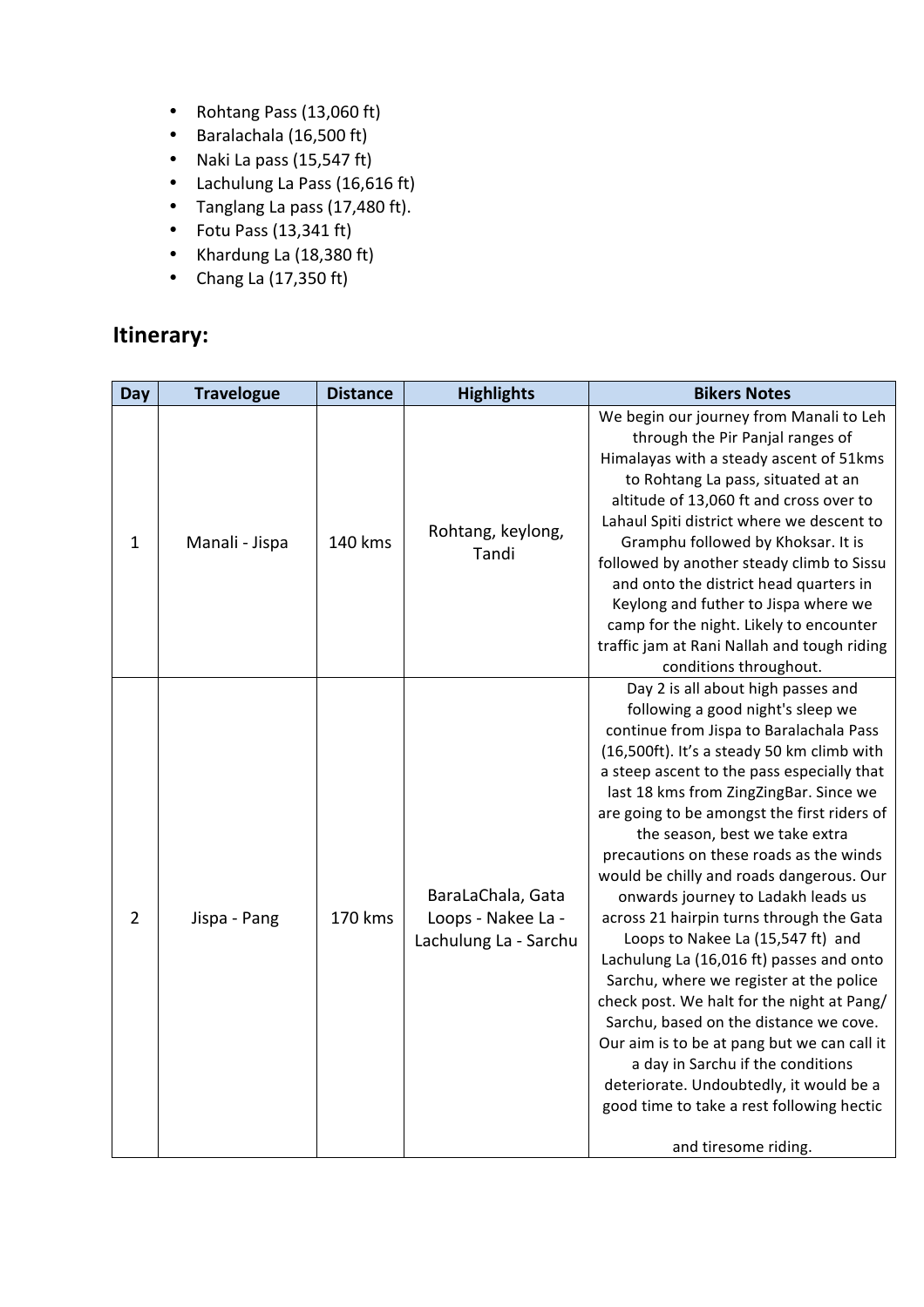- Rohtang Pass (13,060 ft)
- Baralachala (16,500 ft)
- Naki La pass (15,547 ft)
- Lachulung La Pass (16,616 ft)
- Tanglang La pass (17,480 ft).
- Fotu Pass (13,341 ft)
- Khardung La (18,380 ft)
- Chang La (17,350 ft)

## Itinerary:

| Day | Travelogue | Distance | Highlights | Bikers Notes |
|---|---|---|---|---|
| 1 | Manali - Jispa | 140 kms | Rohtang, keylong, Tandi | We begin our journey from Manali to Leh through the Pir Panjal ranges of Himalayas with a steady ascent of 51kms to Rohtang La pass, situated at an altitude of 13,060 ft and cross over to Lahaul Spiti district where we descent to Gramphu followed by Khoksar. It is followed by another steady climb to Sissu and onto the district head quarters in Keylong and futher to Jispa where we camp for the night. Likely to encounter traffic jam at Rani Nallah and tough riding conditions throughout. |
| 2 | Jispa - Pang | 170 kms | BaraLaChala, Gata Loops - Nakee La - Lachulung La - Sarchu | Day 2 is all about high passes and following a good night's sleep we continue from Jispa to Baralachala Pass (16,500ft). It's a steady 50 km climb with a steep ascent to the pass especially that last 18 kms from ZingZingBar. Since we are going to be amongst the first riders of the season, best we take extra precautions on these roads as the winds would be chilly and roads dangerous. Our onwards journey to Ladakh leads us across 21 hairpin turns through the Gata Loops to Nakee La (15,547 ft) and Lachulung La (16,016 ft) passes and onto Sarchu, where we register at the police check post. We halt for the night at Pang/ Sarchu, based on the distance we cove. Our aim is to be at pang but we can call it a day in Sarchu if the conditions deteriorate. Undoubtedly, it would be a good time to take a rest following hectic and tiresome riding. |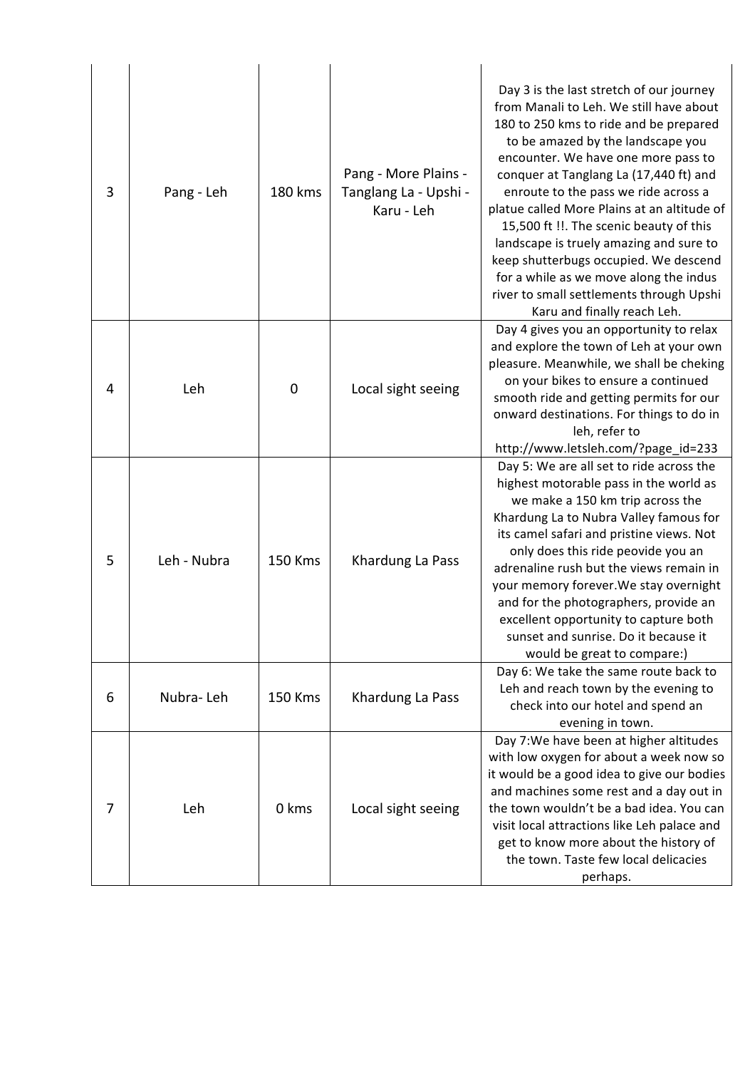| 3 | Pang - Leh | 180 kms | Pang - More Plains - Tanglang La - Upshi - Karu - Leh | Day 3 is the last stretch of our journey from Manali to Leh. We still have about 180 to 250 kms to ride and be prepared to be amazed by the landscape you encounter. We have one more pass to conquer at Tanglang La (17,440 ft) and enroute to the pass we ride across a platue called More Plains at an altitude of 15,500 ft !!. The scenic beauty of this landscape is truely amazing and sure to keep shutterbugs occupied. We descend for a while as we move along the indus river to small settlements through Upshi Karu and finally reach Leh. |
|---|---|---|---|---|
| 4 | Leh | 0 | Local sight seeing | Day 4 gives you an opportunity to relax and explore the town of Leh at your own pleasure. Meanwhile, we shall be cheking on your bikes to ensure a continued smooth ride and getting permits for our onward destinations. For things to do in leh, refer to http://www.letsleh.com/?page_id=233 |
| 5 | Leh - Nubra | 150 Kms | Khardung La Pass | Day 5: We are all set to ride across the highest motorable pass in the world as we make a 150 km trip across the Khardung La to Nubra Valley famous for its camel safari and pristine views. Not only does this ride peovide you an adrenaline rush but the views remain in your memory forever.We stay overnight and for the photographers, provide an excellent opportunity to capture both sunset and sunrise. Do it because it would be great to compare:) |
| 6 | Nubra- Leh | 150 Kms | Khardung La Pass | Day 6: We take the same route back to Leh and reach town by the evening to check into our hotel and spend an evening in town. |
| 7 | Leh | 0 kms | Local sight seeing | Day 7:We have been at higher altitudes with low oxygen for about a week now so it would be a good idea to give our bodies and machines some rest and a day out in the town wouldn't be a bad idea. You can visit local attractions like Leh palace and get to know more about the history of the town. Taste few local delicacies perhaps. |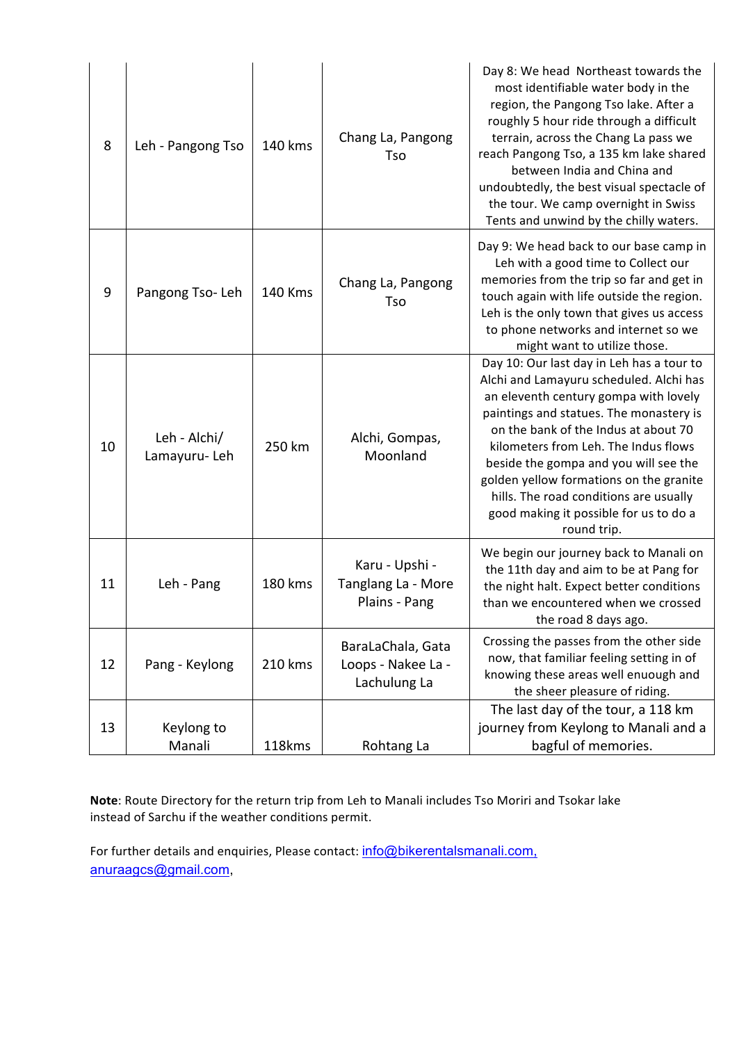| | | | | |
|---|---|---|---|---|
| 8 | Leh - Pangong Tso | 140 kms | Chang La, Pangong Tso | Day 8: We head Northeast towards the most identifiable water body in the region, the Pangong Tso lake. After a roughly 5 hour ride through a difficult terrain, across the Chang La pass we reach Pangong Tso, a 135 km lake shared between India and China and undoubtedly, the best visual spectacle of the tour. We camp overnight in Swiss Tents and unwind by the chilly waters. |
| 9 | Pangong Tso- Leh | 140 Kms | Chang La, Pangong Tso | Day 9: We head back to our base camp in Leh with a good time to Collect our memories from the trip so far and get in touch again with life outside the region. Leh is the only town that gives us access to phone networks and internet so we might want to utilize those. |
| 10 | Leh - Alchi/ Lamayuru- Leh | 250 km | Alchi, Gompas, Moonland | Day 10: Our last day in Leh has a tour to Alchi and Lamayuru scheduled. Alchi has an eleventh century gompa with lovely paintings and statues. The monastery is on the bank of the Indus at about 70 kilometers from Leh. The Indus flows beside the gompa and you will see the golden yellow formations on the granite hills. The road conditions are usually good making it possible for us to do a round trip. |
| 11 | Leh - Pang | 180 kms | Karu - Upshi - Tanglang La - More Plains - Pang | We begin our journey back to Manali on the 11th day and aim to be at Pang for the night halt. Expect better conditions than we encountered when we crossed the road 8 days ago. |
| 12 | Pang - Keylong | 210 kms | BaraLaChala, Gata Loops - Nakee La - Lachulung La | Crossing the passes from the other side now, that familiar feeling setting in of knowing these areas well enuough and the sheer pleasure of riding. |
| 13 | Keylong to Manali | 118kms | Rohtang La | The last day of the tour, a 118 km journey from Keylong to Manali and a bagful of memories. |

**Note**: Route Directory for the return trip from Leh to Manali includes Tso Moriri and Tsokar lake instead of Sarchu if the weather conditions permit.

For further details and enquiries, Please contact: info@bikerentalsmanali.com, anuraagcs@gmail.com,